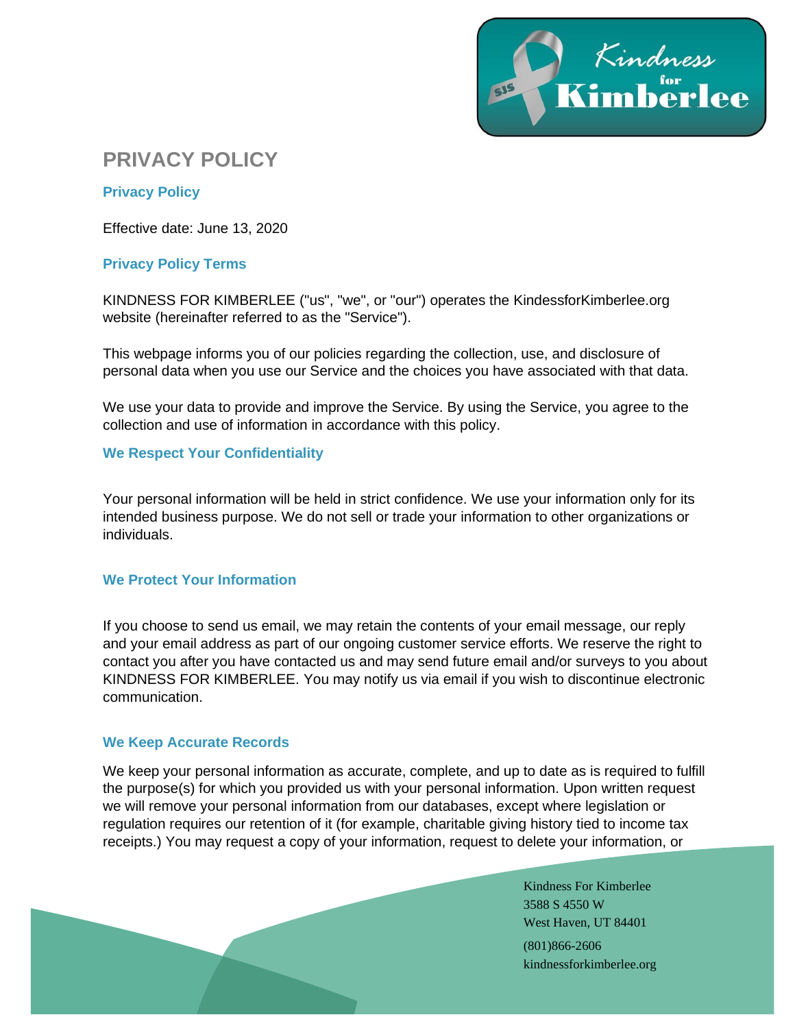# PRIVACY POLICY

## Privacy Policy

Effective date: June 13, 2020

## Privacy Policy Terms

KINDNESS FOR KIMBERLEE ("us", "we", or "our") operates the KindessforKimberlee.org website (hereinafter referred to as the "Service").

This webpage informs you of our policies regarding the collection, use, and disclosure of personal data when you use our Service and the choices you have associated with that data.

We use your data to provide and improve the Service. By using the Service, you agree to the collection and use of information in accordance with this policy.

## We Respect Your Confidentiality

Your personal information will be held in strict confidence. We use your information only for its intended business purpose. We do not sell or trade your information to other organizations or individuals.

## We Protect Your Information

If you choose to send us email, we may retain the contents of your email message, our reply and your email address as part of our ongoing customer service efforts. We reserve the right to contact you after you have contacted us and may send future email and/or surveys to you about KINDNESS FOR KIMBERLEE. You may notify us via email if you wish to discontinue electronic communication.

## We Keep Accurate Records

We keep your personal information as accurate, complete, and up to date as is required to fulfill the purpose(s) for which you provided us with your personal information. Upon written request we will remove your personal information from our databases, except where legislation or regulation requires our retention of it (for example, charitable giving history tied to income tax receipts.) You may request a copy of your information, request to delete your information, or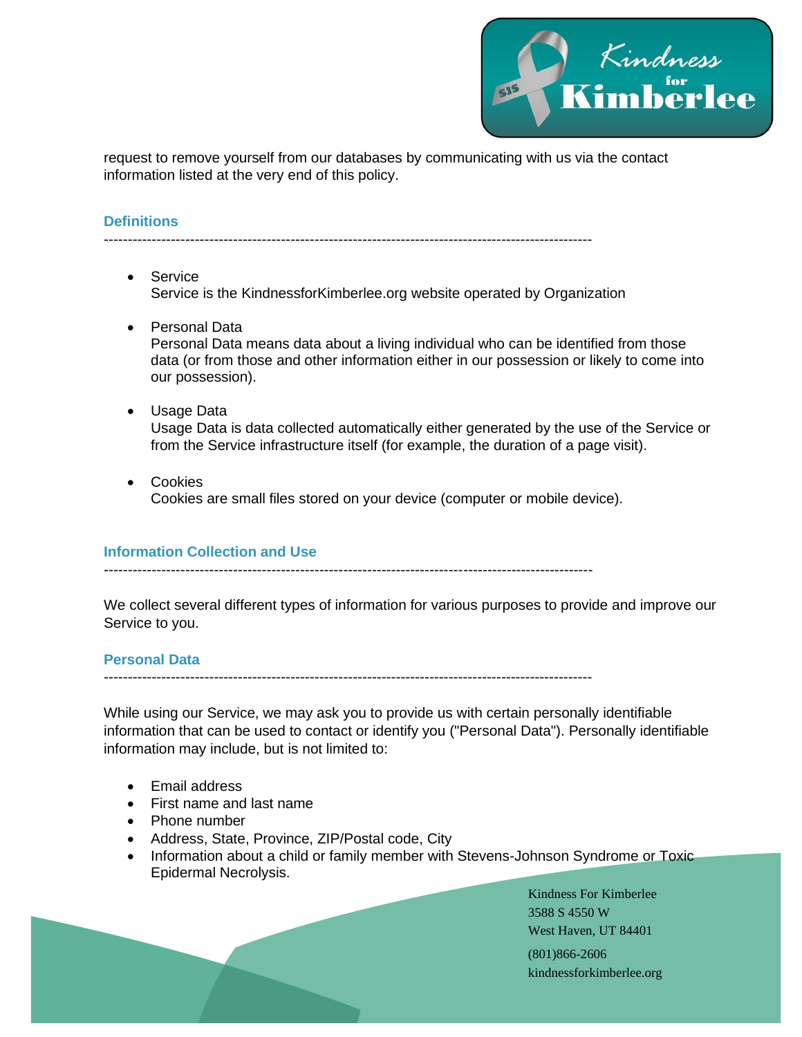request to remove yourself from our databases by communicating with us via the contact information listed at the very end of this policy.

## Definitions

---

- Service
  Service is the KindnessforKimberlee.org website operated by Organization

- Personal Data
  Personal Data means data about a living individual who can be identified from those data (or from those and other information either in our possession or likely to come into our possession).

- Usage Data
  Usage Data is data collected automatically either generated by the use of the Service or from the Service infrastructure itself (for example, the duration of a page visit).

- Cookies
  Cookies are small files stored on your device (computer or mobile device).

## Information Collection and Use

---

We collect several different types of information for various purposes to provide and improve our Service to you.

## Personal Data

---

While using our Service, we may ask you to provide us with certain personally identifiable information that can be used to contact or identify you ("Personal Data"). Personally identifiable information may include, but is not limited to:

- Email address
- First name and last name
- Phone number
- Address, State, Province, ZIP/Postal code, City
- Information about a child or family member with Stevens-Johnson Syndrome or Toxic Epidermal Necrolysis.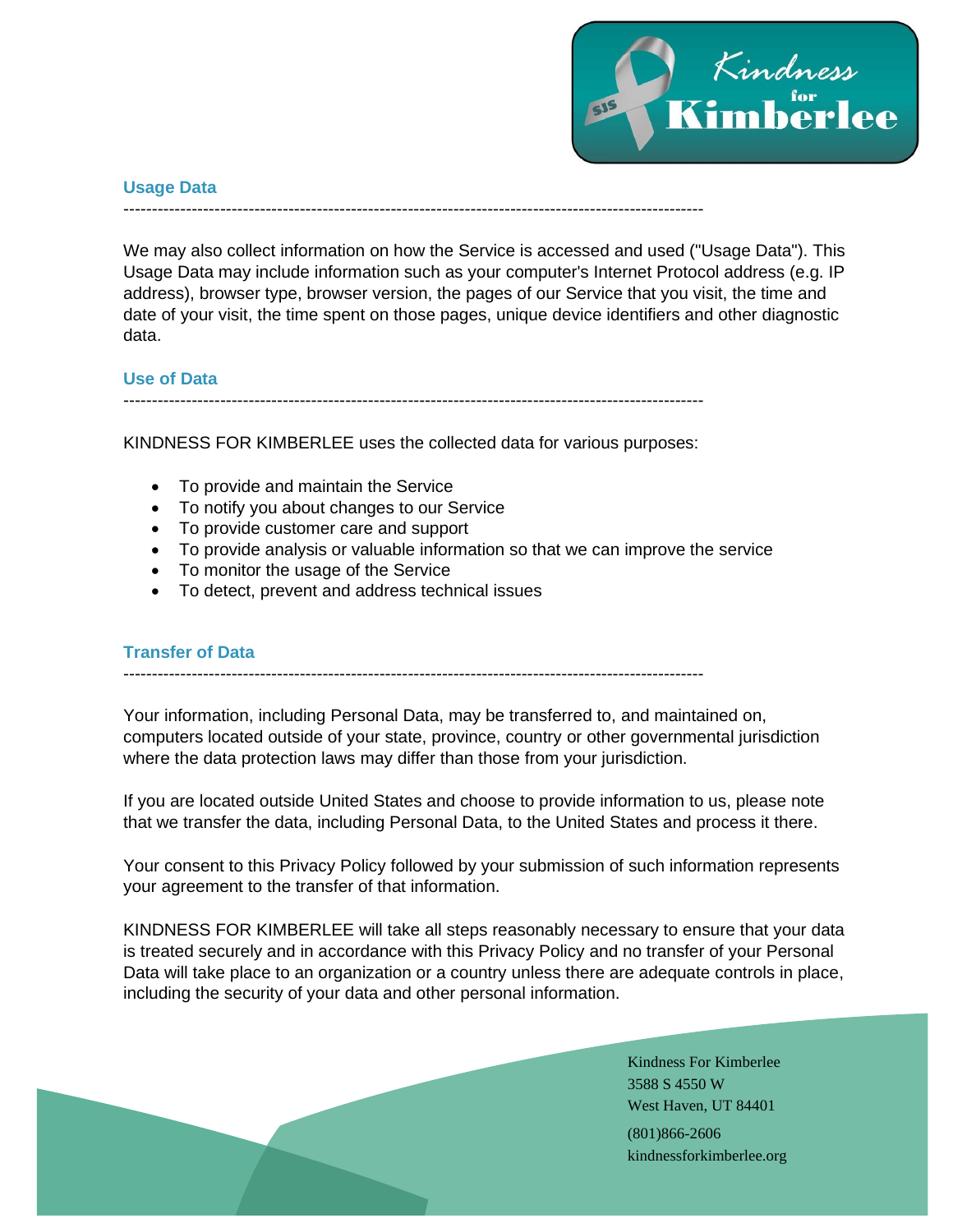## Usage Data

---

We may also collect information on how the Service is accessed and used ("Usage Data"). This Usage Data may include information such as your computer's Internet Protocol address (e.g. IP address), browser type, browser version, the pages of our Service that you visit, the time and date of your visit, the time spent on those pages, unique device identifiers and other diagnostic data.

## Use of Data

---

KINDNESS FOR KIMBERLEE uses the collected data for various purposes:

- To provide and maintain the Service
- To notify you about changes to our Service
- To provide customer care and support
- To provide analysis or valuable information so that we can improve the service
- To monitor the usage of the Service
- To detect, prevent and address technical issues

## Transfer of Data

---

Your information, including Personal Data, may be transferred to, and maintained on, computers located outside of your state, province, country or other governmental jurisdiction where the data protection laws may differ than those from your jurisdiction.

If you are located outside United States and choose to provide information to us, please note that we transfer the data, including Personal Data, to the United States and process it there.

Your consent to this Privacy Policy followed by your submission of such information represents your agreement to the transfer of that information.

KINDNESS FOR KIMBERLEE will take all steps reasonably necessary to ensure that your data is treated securely and in accordance with this Privacy Policy and no transfer of your Personal Data will take place to an organization or a country unless there are adequate controls in place, including the security of your data and other personal information.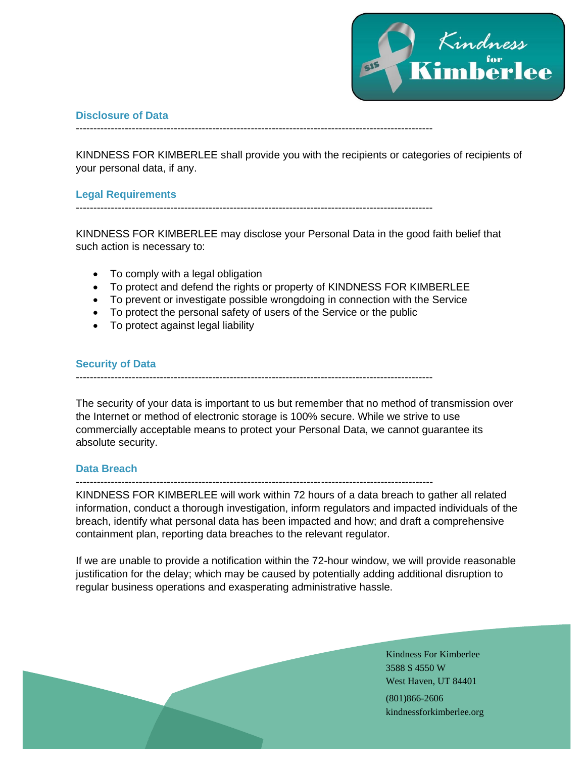## Disclosure of Data

KINDNESS FOR KIMBERLEE shall provide you with the recipients or categories of recipients of your personal data, if any.

## Legal Requirements

KINDNESS FOR KIMBERLEE may disclose your Personal Data in the good faith belief that such action is necessary to:

- To comply with a legal obligation
- To protect and defend the rights or property of KINDNESS FOR KIMBERLEE
- To prevent or investigate possible wrongdoing in connection with the Service
- To protect the personal safety of users of the Service or the public
- To protect against legal liability

## Security of Data

The security of your data is important to us but remember that no method of transmission over the Internet or method of electronic storage is 100% secure. While we strive to use commercially acceptable means to protect your Personal Data, we cannot guarantee its absolute security.

## Data Breach

KINDNESS FOR KIMBERLEE will work within 72 hours of a data breach to gather all related information, conduct a thorough investigation, inform regulators and impacted individuals of the breach, identify what personal data has been impacted and how; and draft a comprehensive containment plan, reporting data breaches to the relevant regulator.

If we are unable to provide a notification within the 72-hour window, we will provide reasonable justification for the delay; which may be caused by potentially adding additional disruption to regular business operations and exasperating administrative hassle.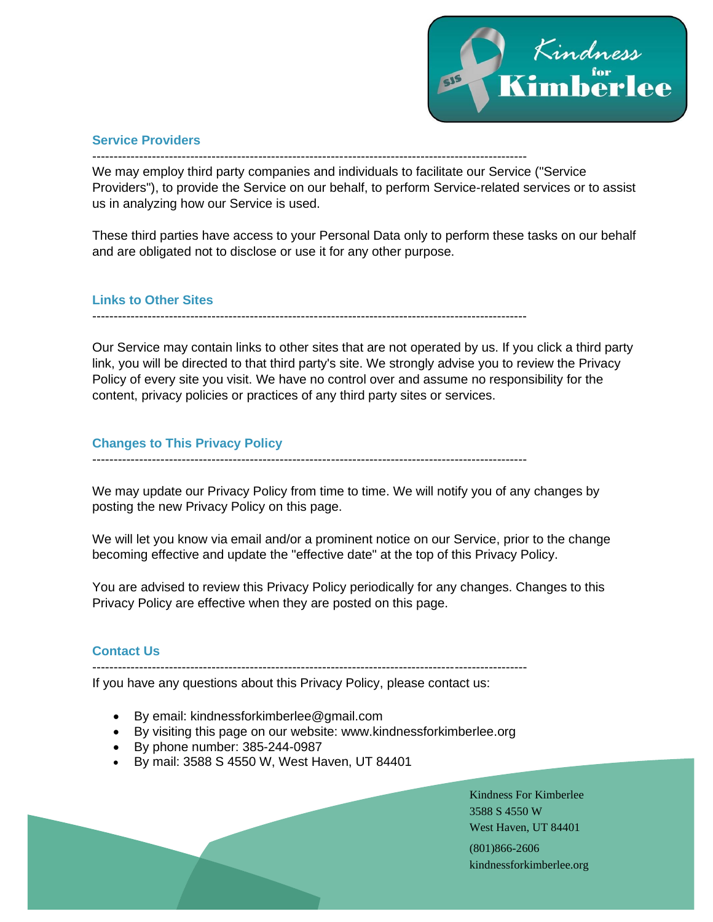## Service Providers

We may employ third party companies and individuals to facilitate our Service ("Service Providers"), to provide the Service on our behalf, to perform Service-related services or to assist us in analyzing how our Service is used.

These third parties have access to your Personal Data only to perform these tasks on our behalf and are obligated not to disclose or use it for any other purpose.

## Links to Other Sites

Our Service may contain links to other sites that are not operated by us. If you click a third party link, you will be directed to that third party's site. We strongly advise you to review the Privacy Policy of every site you visit. We have no control over and assume no responsibility for the content, privacy policies or practices of any third party sites or services.

## Changes to This Privacy Policy

We may update our Privacy Policy from time to time. We will notify you of any changes by posting the new Privacy Policy on this page.

We will let you know via email and/or a prominent notice on our Service, prior to the change becoming effective and update the "effective date" at the top of this Privacy Policy.

You are advised to review this Privacy Policy periodically for any changes. Changes to this Privacy Policy are effective when they are posted on this page.

## Contact Us

If you have any questions about this Privacy Policy, please contact us:

- By email: kindnessforkimberlee@gmail.com
- By visiting this page on our website: www.kindnessforkimberlee.org
- By phone number: 385-244-0987
- By mail: 3588 S 4550 W, West Haven, UT 84401